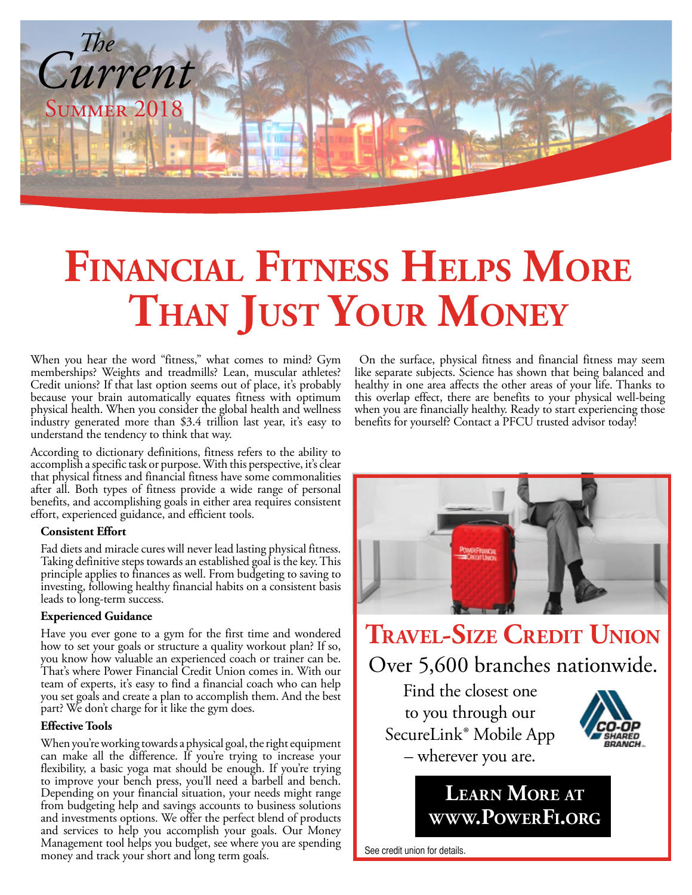The *Current*
Summer 2018

# Financial Fitness Helps More Than Just Your Money

When you hear the word "fitness," what comes to mind? Gym memberships? Weights and treadmills? Lean, muscular athletes? Credit unions? If that last option seems out of place, it's probably because your brain automatically equates fitness with optimum physical health. When you consider the global health and wellness industry generated more than $3.4 trillion last year, it's easy to understand the tendency to think that way.

According to dictionary definitions, fitness refers to the ability to accomplish a specific task or purpose. With this perspective, it's clear that physical fitness and financial fitness have some commonalities after all. Both types of fitness provide a wide range of personal benefits, and accomplishing goals in either area requires consistent effort, experienced guidance, and efficient tools.

**Consistent Effort**

Fad diets and miracle cures will never lead lasting physical fitness. Taking definitive steps towards an established goal is the key. This principle applies to finances as well. From budgeting to saving to investing, following healthy financial habits on a consistent basis leads to long-term success.

**Experienced Guidance**

Have you ever gone to a gym for the first time and wondered how to set your goals or structure a quality workout plan? If so, you know how valuable an experienced coach or trainer can be. That's where Power Financial Credit Union comes in. With our team of experts, it's easy to find a financial coach who can help you set goals and create a plan to accomplish them. And the best part? We don't charge for it like the gym does.

**Effective Tools**

When you're working towards a physical goal, the right equipment can make all the difference. If you're trying to increase your flexibility, a basic yoga mat should be enough. If you're trying to improve your bench press, you'll need a barbell and bench. Depending on your financial situation, your needs might range from budgeting help and savings accounts to business solutions and investments options. We offer the perfect blend of products and services to help you accomplish your goals. Our Money Management tool helps you budget, see where you are spending money and track your short and long term goals.

On the surface, physical fitness and financial fitness may seem like separate subjects. Science has shown that being balanced and healthy in one area affects the other areas of your life. Thanks to this overlap effect, there are benefits to your physical well-being when you are financially healthy. Ready to start experiencing those benefits for yourself? Contact a PFCU trusted advisor today!

## Travel-Size Credit Union

Over 5,600 branches nationwide.

Find the closest one to you through our SecureLink® Mobile App – wherever you are.

CO-OP SHARED BRANCH

**Learn More at www.PowerFi.org**

See credit union for details.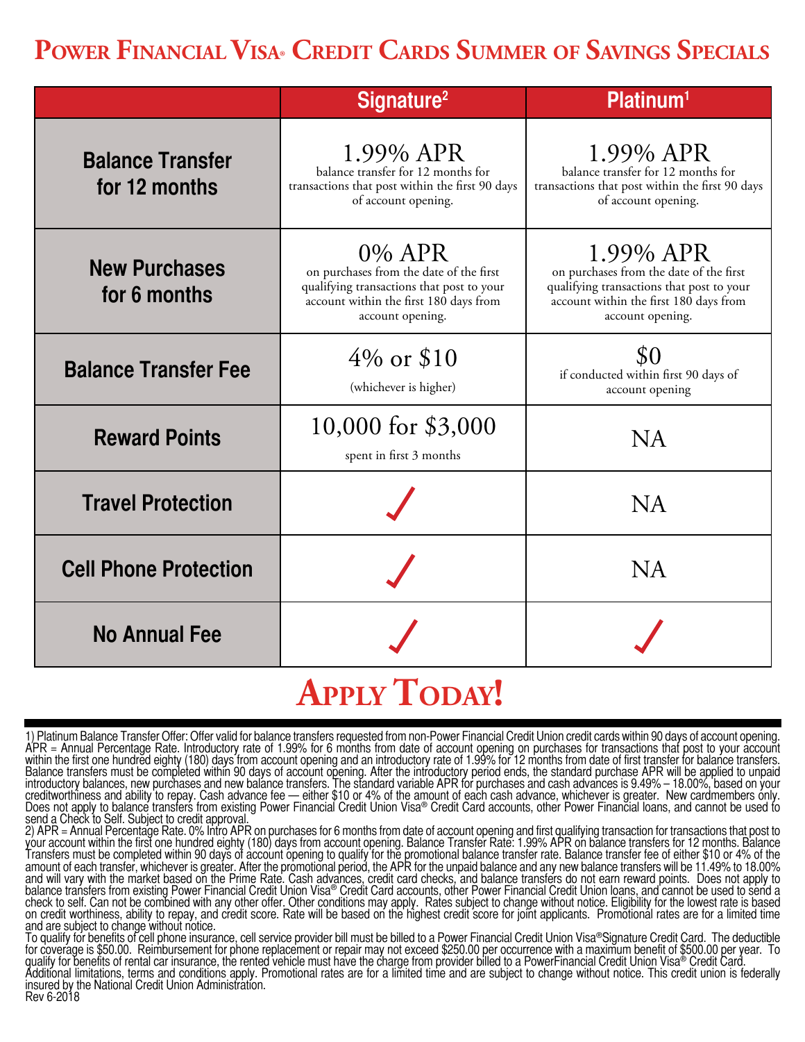# Power Financial Visa® Credit Cards Summer of Savings Specials

| | Signature[2] | Platinum[1] |
|---|---|---|
| **Balance Transfer for 12 months** | 1.99% APR balance transfer for 12 months for transactions that post within the first 90 days of account opening. | 1.99% APR balance transfer for 12 months for transactions that post within the first 90 days of account opening. |
| **New Purchases for 6 months** | 0% APR on purchases from the date of the first qualifying transactions that post to your account within the first 180 days from account opening. | 1.99% APR on purchases from the date of the first qualifying transactions that post to your account within the first 180 days from account opening. |
| **Balance Transfer Fee** | 4% or $10 (whichever is higher) | $0 if conducted within first 90 days of account opening |
| **Reward Points** | 10,000 for $3,000 spent in first 3 months | NA |
| **Travel Protection** | ✓ | NA |
| **Cell Phone Protection** | ✓ | NA |
| **No Annual Fee** | ✓ | ✓ |

## Apply Today!

1) Platinum Balance Transfer Offer: Offer valid for balance transfers requested from non-Power Financial Credit Union credit cards within 90 days of account opening. APR = Annual Percentage Rate. Introductory rate of 1.99% for 6 months from date of account opening on purchases for transactions that post to your account within the first one hundred eighty (180) days from account opening and an introductory rate of 1.99% for 12 months from date of first transfer for balance transfers. Balance transfers must be completed within 90 days of account opening. After the introductory period ends, the standard purchase APR will be applied to unpaid introductory balances, new purchases and new balance transfers. The standard variable APR for purchases and cash advances is 9.49% – 18.00%, based on your creditworthiness and ability to repay. Cash advance fee — either $10 or 4% of the amount of each cash advance, whichever is greater. New cardmembers only. Does not apply to balance transfers from existing Power Financial Credit Union Visa® Credit Card accounts, other Power Financial loans, and cannot be used to send a Check to Self. Subject to credit approval.

2) APR = Annual Percentage Rate. 0% Intro APR on purchases for 6 months from date of account opening and first qualifying transaction for transactions that post to your account within the first one hundred eighty (180) days from account opening. Balance Transfer Rate: 1.99% APR on balance transfers for 12 months. Balance Transfers must be completed within 90 days of account opening to qualify for the promotional balance transfer rate. Balance transfer fee of either $10 or 4% of the amount of each transfer, whichever is greater. After the promotional period, the APR for the unpaid balance and any new balance transfers will be 11.49% to 18.00% and will vary with the market based on the Prime Rate. Cash advances, credit card checks, and balance transfers do not earn reward points. Does not apply to balance transfers from existing Power Financial Credit Union Visa® Credit Card accounts, other Power Financial Credit Union loans, and cannot be used to send a check to self. Can not be combined with any other offer. Other conditions may apply. Rates subject to change without notice. Eligibility for the lowest rate is based on credit worthiness, ability to repay, and credit score. Rate will be based on the highest credit score for joint applicants. Promotional rates are for a limited time and are subject to change without notice.

To qualify for benefits of cell phone insurance, cell service provider bill must be billed to a Power Financial Credit Union Visa®Signature Credit Card. The deductible for coverage is $50.00. Reimbursement for phone replacement or repair may not exceed $250.00 per occurrence with a maximum benefit of $500.00 per year. To qualify for benefits of rental car insurance, the rented vehicle must have the charge from provider billed to a PowerFinancial Credit Union Visa® Credit Card. Additional limitations, terms and conditions apply. Promotional rates are for a limited time and are subject to change without notice. This credit union is federally insured by the National Credit Union Administration.

Rev 6-2018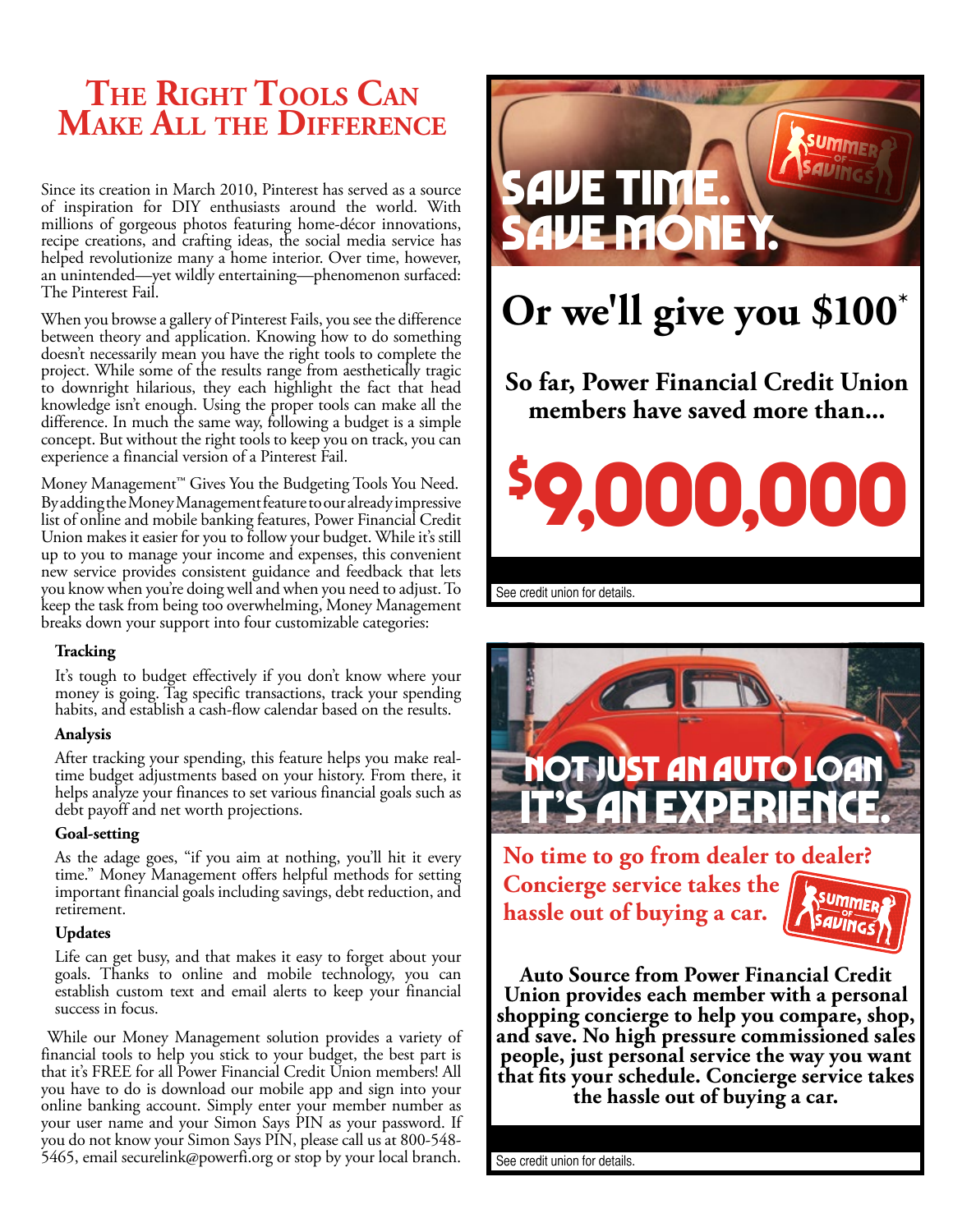# The Right Tools Can Make All the Difference

Since its creation in March 2010, Pinterest has served as a source of inspiration for DIY enthusiasts around the world. With millions of gorgeous photos featuring home-décor innovations, recipe creations, and crafting ideas, the social media service has helped revolutionize many a home interior. Over time, however, an unintended—yet wildly entertaining—phenomenon surfaced: The Pinterest Fail.

When you browse a gallery of Pinterest Fails, you see the difference between theory and application. Knowing how to do something doesn't necessarily mean you have the right tools to complete the project. While some of the results range from aesthetically tragic to downright hilarious, they each highlight the fact that head knowledge isn't enough. Using the proper tools can make all the difference. In much the same way, following a budget is a simple concept. But without the right tools to keep you on track, you can experience a financial version of a Pinterest Fail.

Money Management™ Gives You the Budgeting Tools You Need. By adding the Money Management feature to our already impressive list of online and mobile banking features, Power Financial Credit Union makes it easier for you to follow your budget. While it's still up to you to manage your income and expenses, this convenient new service provides consistent guidance and feedback that lets you know when you're doing well and when you need to adjust. To keep the task from being too overwhelming, Money Management breaks down your support into four customizable categories:

**Tracking**

It's tough to budget effectively if you don't know where your money is going. Tag specific transactions, track your spending habits, and establish a cash-flow calendar based on the results.

**Analysis**

After tracking your spending, this feature helps you make real-time budget adjustments based on your history. From there, it helps analyze your finances to set various financial goals such as debt payoff and net worth projections.

**Goal-setting**

As the adage goes, "if you aim at nothing, you'll hit it every time." Money Management offers helpful methods for setting important financial goals including savings, debt reduction, and retirement.

**Updates**

Life can get busy, and that makes it easy to forget about your goals. Thanks to online and mobile technology, you can establish custom text and email alerts to keep your financial success in focus.

While our Money Management solution provides a variety of financial tools to help you stick to your budget, the best part is that it's FREE for all Power Financial Credit Union members! All you have to do is download our mobile app and sign into your online banking account. Simply enter your member number as your user name and your Simon Says PIN as your password. If you do not know your Simon Says PIN, please call us at 800-548-5465, email securelink@powerfi.org or stop by your local branch.

## SAVE TIME. SAVE MONEY.

Summer of Savings

## Or we'll give you $100*

**So far, Power Financial Credit Union members have saved more than...**

## $9,000,000

See credit union for details.

## NOT JUST AN AUTO LOAN IT'S AN EXPERIENCE.

**No time to go from dealer to dealer? Concierge service takes the hassle out of buying a car.**

Summer of Savings

**Auto Source from Power Financial Credit Union provides each member with a personal shopping concierge to help you compare, shop, and save. No high pressure commissioned sales people, just personal service the way you want that fits your schedule. Concierge service takes the hassle out of buying a car.**

See credit union for details.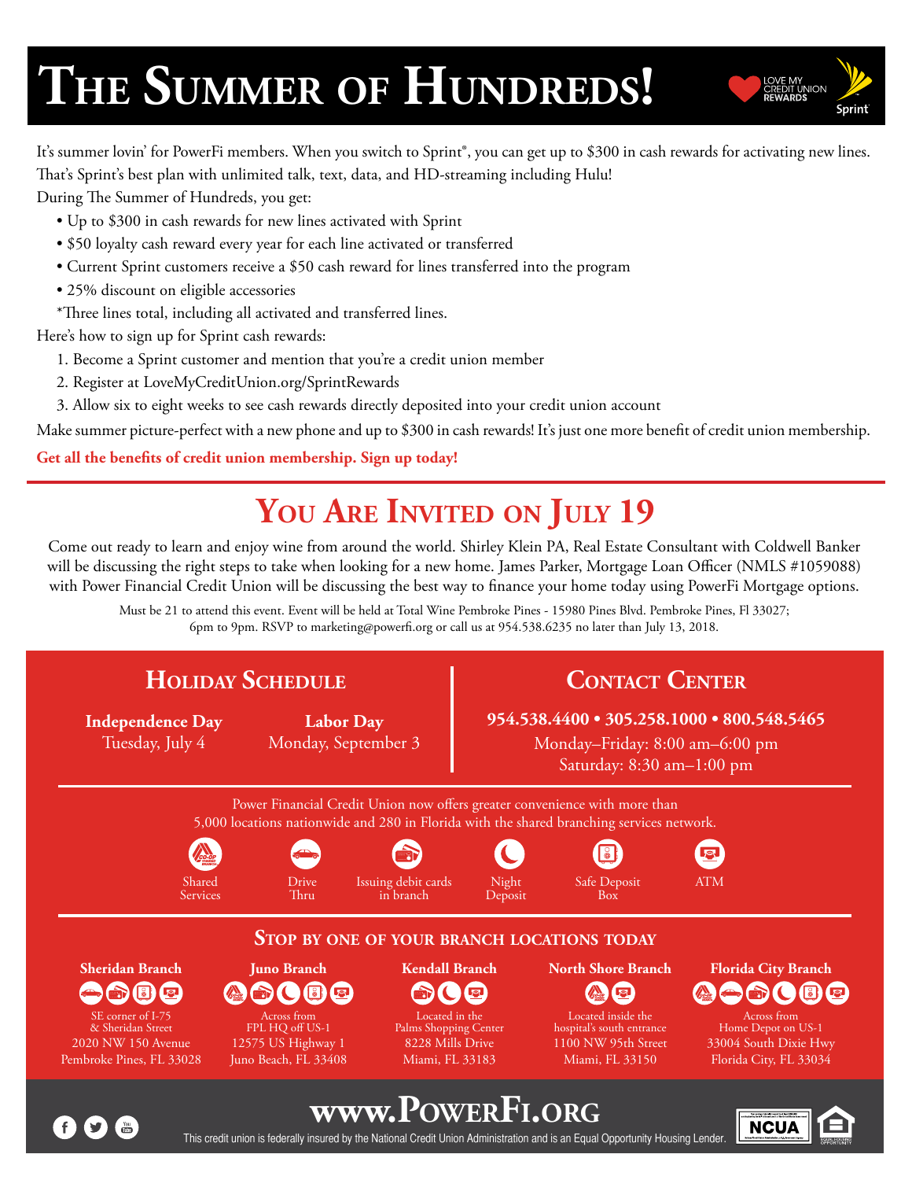# The Summer of Hundreds!

LOVE MY CREDIT UNION REWARDS

Sprint

It's summer lovin' for PowerFi members. When you switch to Sprint®, you can get up to $300 in cash rewards for activating new lines. That's Sprint's best plan with unlimited talk, text, data, and HD-streaming including Hulu!

During The Summer of Hundreds, you get:

- Up to $300 in cash rewards for new lines activated with Sprint
- $50 loyalty cash reward every year for each line activated or transferred
- Current Sprint customers receive a $50 cash reward for lines transferred into the program
- 25% discount on eligible accessories

*Three lines total, including all activated and transferred lines.

Here's how to sign up for Sprint cash rewards:

1. Become a Sprint customer and mention that you're a credit union member
2. Register at LoveMyCreditUnion.org/SprintRewards
3. Allow six to eight weeks to see cash rewards directly deposited into your credit union account

Make summer picture-perfect with a new phone and up to $300 in cash rewards! It's just one more benefit of credit union membership.

**Get all the benefits of credit union membership. Sign up today!**

## You Are Invited on July 19

Come out ready to learn and enjoy wine from around the world. Shirley Klein PA, Real Estate Consultant with Coldwell Banker will be discussing the right steps to take when looking for a new home. James Parker, Mortgage Loan Officer (NMLS #1059088) with Power Financial Credit Union will be discussing the best way to finance your home today using PowerFi Mortgage options.

Must be 21 to attend this event. Event will be held at Total Wine Pembroke Pines - 15980 Pines Blvd. Pembroke Pines, Fl 33027; 6pm to 9pm. RSVP to marketing@powerfi.org or call us at 954.538.6235 no later than July 13, 2018.

## Holiday Schedule

**Independence Day**
Tuesday, July 4

**Labor Day**
Monday, September 3

## Contact Center

**954.538.4400 • 305.258.1000 • 800.548.5465**

Monday–Friday: 8:00 am–6:00 pm
Saturday: 8:30 am–1:00 pm

Power Financial Credit Union now offers greater convenience with more than 5,000 locations nationwide and 280 in Florida with the shared branching services network.

Shared Services | Drive Thru | Issuing debit cards in branch | Night Deposit | Safe Deposit Box | ATM

## Stop by one of your branch locations today

**Sheridan Branch**
SE corner of I-75 & Sheridan Street
2020 NW 150 Avenue
Pembroke Pines, FL 33028

**Juno Branch**
Across from FPL HQ off US-1
12575 US Highway 1
Juno Beach, FL 33408

**Kendall Branch**
Located in the Palms Shopping Center
8228 Mills Drive
Miami, FL 33183

**North Shore Branch**
Located inside the hospital's south entrance
1100 NW 95th Street
Miami, FL 33150

**Florida City Branch**
Across from Home Depot on US-1
33004 South Dixie Hwy
Florida City, FL 33034

## www.PowerFi.org

This credit union is federally insured by the National Credit Union Administration and is an Equal Opportunity Housing Lender.